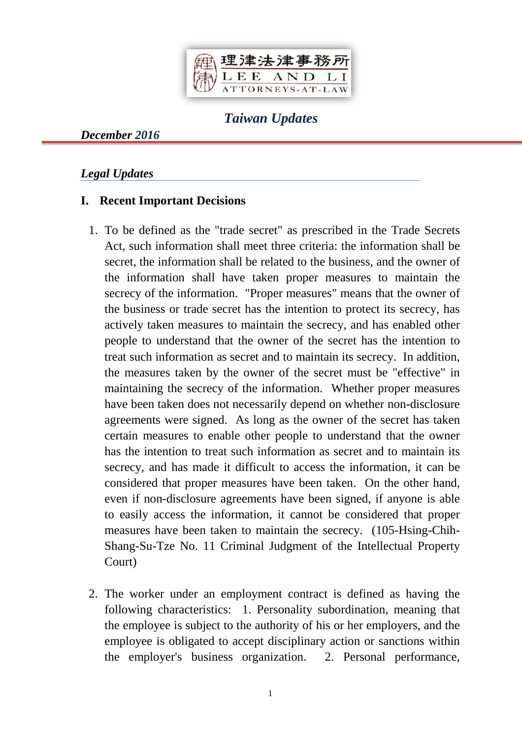理律法律事務所
LEE AND LI
ATTORNEYS-AT-LAW

# *Taiwan Updates*

***December 2016***

## *Legal Updates*

### I. Recent Important Decisions

1. To be defined as the "trade secret" as prescribed in the Trade Secrets Act, such information shall meet three criteria: the information shall be secret, the information shall be related to the business, and the owner of the information shall have taken proper measures to maintain the secrecy of the information. "Proper measures" means that the owner of the business or trade secret has the intention to protect its secrecy, has actively taken measures to maintain the secrecy, and has enabled other people to understand that the owner of the secret has the intention to treat such information as secret and to maintain its secrecy. In addition, the measures taken by the owner of the secret must be "effective" in maintaining the secrecy of the information. Whether proper measures have been taken does not necessarily depend on whether non-disclosure agreements were signed. As long as the owner of the secret has taken certain measures to enable other people to understand that the owner has the intention to treat such information as secret and to maintain its secrecy, and has made it difficult to access the information, it can be considered that proper measures have been taken. On the other hand, even if non-disclosure agreements have been signed, if anyone is able to easily access the information, it cannot be considered that proper measures have been taken to maintain the secrecy. (105-Hsing-Chih-Shang-Su-Tze No. 11 Criminal Judgment of the Intellectual Property Court)

2. The worker under an employment contract is defined as having the following characteristics: 1. Personality subordination, meaning that the employee is subject to the authority of his or her employers, and the employee is obligated to accept disciplinary action or sanctions within the employer's business organization. 2. Personal performance,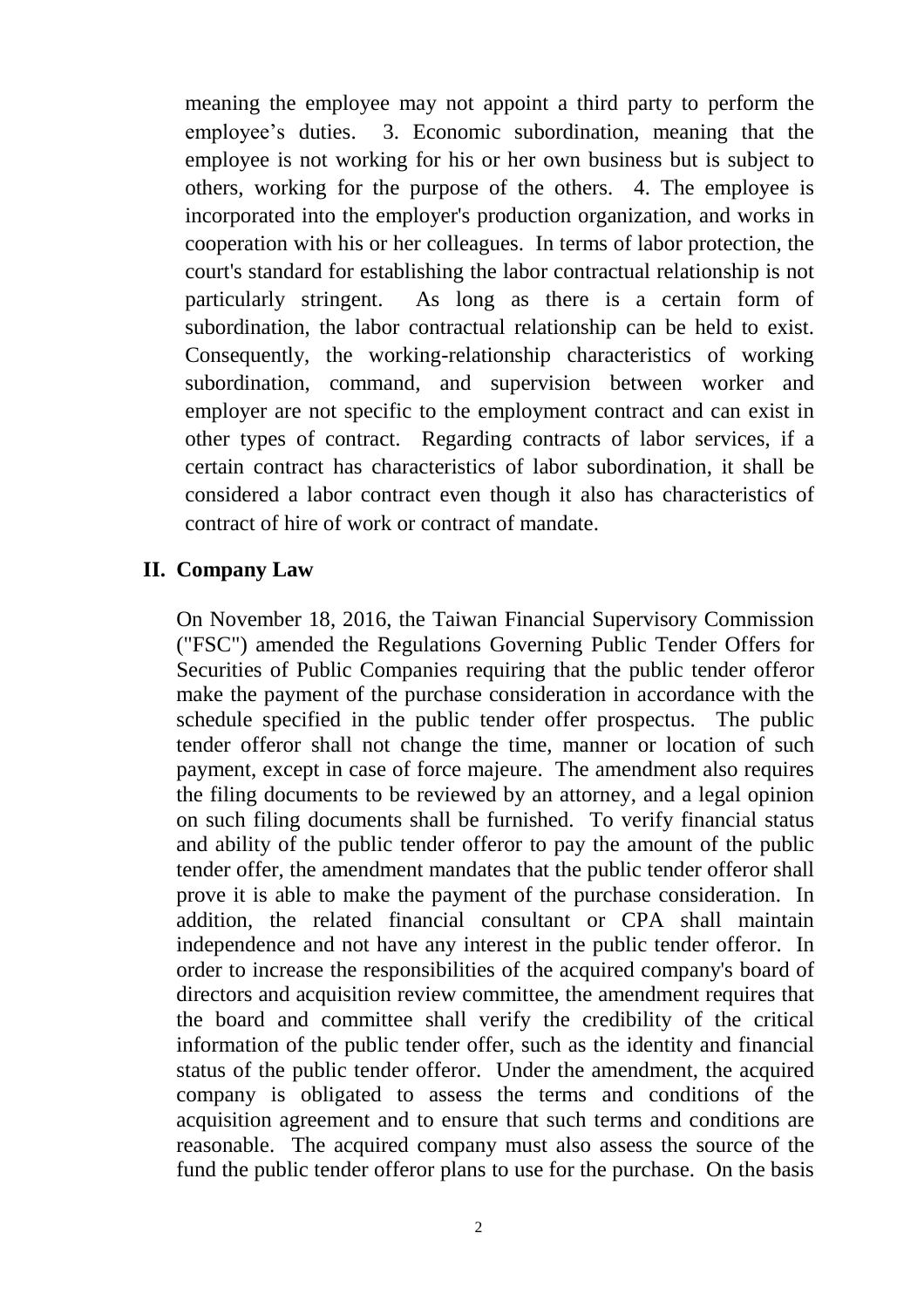meaning the employee may not appoint a third party to perform the employee's duties. 3. Economic subordination, meaning that the employee is not working for his or her own business but is subject to others, working for the purpose of the others. 4. The employee is incorporated into the employer's production organization, and works in cooperation with his or her colleagues. In terms of labor protection, the court's standard for establishing the labor contractual relationship is not particularly stringent. As long as there is a certain form of subordination, the labor contractual relationship can be held to exist. Consequently, the working-relationship characteristics of working subordination, command, and supervision between worker and employer are not specific to the employment contract and can exist in other types of contract. Regarding contracts of labor services, if a certain contract has characteristics of labor subordination, it shall be considered a labor contract even though it also has characteristics of contract of hire of work or contract of mandate.

## II. Company Law

On November 18, 2016, the Taiwan Financial Supervisory Commission ("FSC") amended the Regulations Governing Public Tender Offers for Securities of Public Companies requiring that the public tender offeror make the payment of the purchase consideration in accordance with the schedule specified in the public tender offer prospectus. The public tender offeror shall not change the time, manner or location of such payment, except in case of force majeure. The amendment also requires the filing documents to be reviewed by an attorney, and a legal opinion on such filing documents shall be furnished. To verify financial status and ability of the public tender offeror to pay the amount of the public tender offer, the amendment mandates that the public tender offeror shall prove it is able to make the payment of the purchase consideration. In addition, the related financial consultant or CPA shall maintain independence and not have any interest in the public tender offeror. In order to increase the responsibilities of the acquired company's board of directors and acquisition review committee, the amendment requires that the board and committee shall verify the credibility of the critical information of the public tender offer, such as the identity and financial status of the public tender offeror. Under the amendment, the acquired company is obligated to assess the terms and conditions of the acquisition agreement and to ensure that such terms and conditions are reasonable. The acquired company must also assess the source of the fund the public tender offeror plans to use for the purchase. On the basis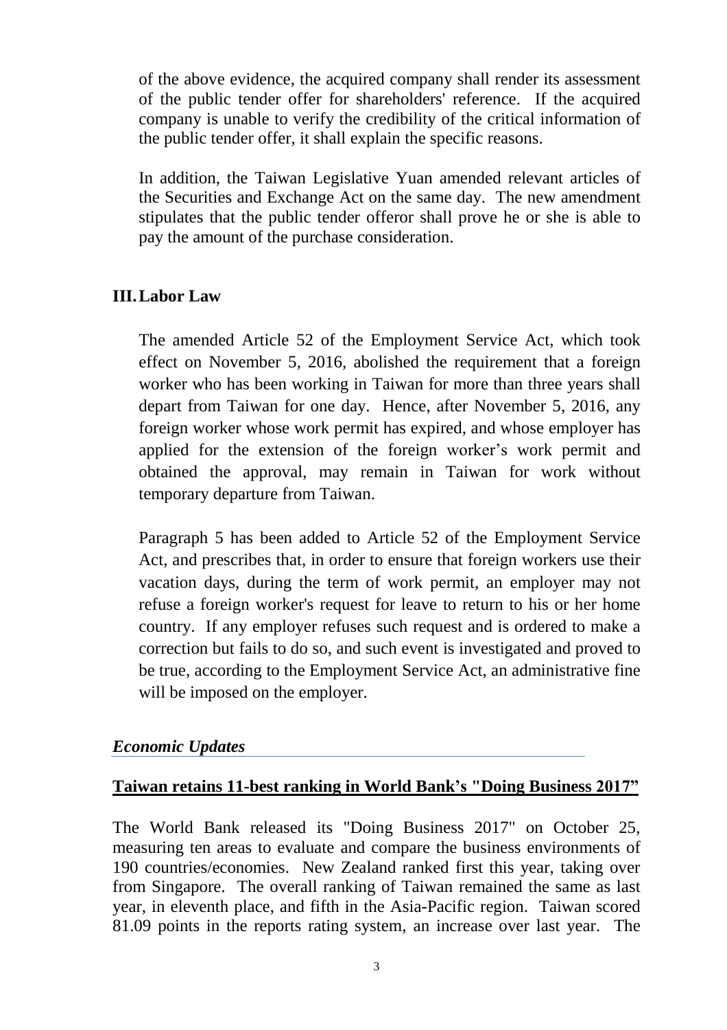of the above evidence, the acquired company shall render its assessment of the public tender offer for shareholders' reference. If the acquired company is unable to verify the credibility of the critical information of the public tender offer, it shall explain the specific reasons.

In addition, the Taiwan Legislative Yuan amended relevant articles of the Securities and Exchange Act on the same day. The new amendment stipulates that the public tender offeror shall prove he or she is able to pay the amount of the purchase consideration.

## III. Labor Law

The amended Article 52 of the Employment Service Act, which took effect on November 5, 2016, abolished the requirement that a foreign worker who has been working in Taiwan for more than three years shall depart from Taiwan for one day. Hence, after November 5, 2016, any foreign worker whose work permit has expired, and whose employer has applied for the extension of the foreign worker's work permit and obtained the approval, may remain in Taiwan for work without temporary departure from Taiwan.

Paragraph 5 has been added to Article 52 of the Employment Service Act, and prescribes that, in order to ensure that foreign workers use their vacation days, during the term of work permit, an employer may not refuse a foreign worker's request for leave to return to his or her home country. If any employer refuses such request and is ordered to make a correction but fails to do so, and such event is investigated and proved to be true, according to the Employment Service Act, an administrative fine will be imposed on the employer.

## *Economic Updates*

### Taiwan retains 11-best ranking in World Bank's "Doing Business 2017"

The World Bank released its "Doing Business 2017" on October 25, measuring ten areas to evaluate and compare the business environments of 190 countries/economies. New Zealand ranked first this year, taking over from Singapore. The overall ranking of Taiwan remained the same as last year, in eleventh place, and fifth in the Asia-Pacific region. Taiwan scored 81.09 points in the reports rating system, an increase over last year. The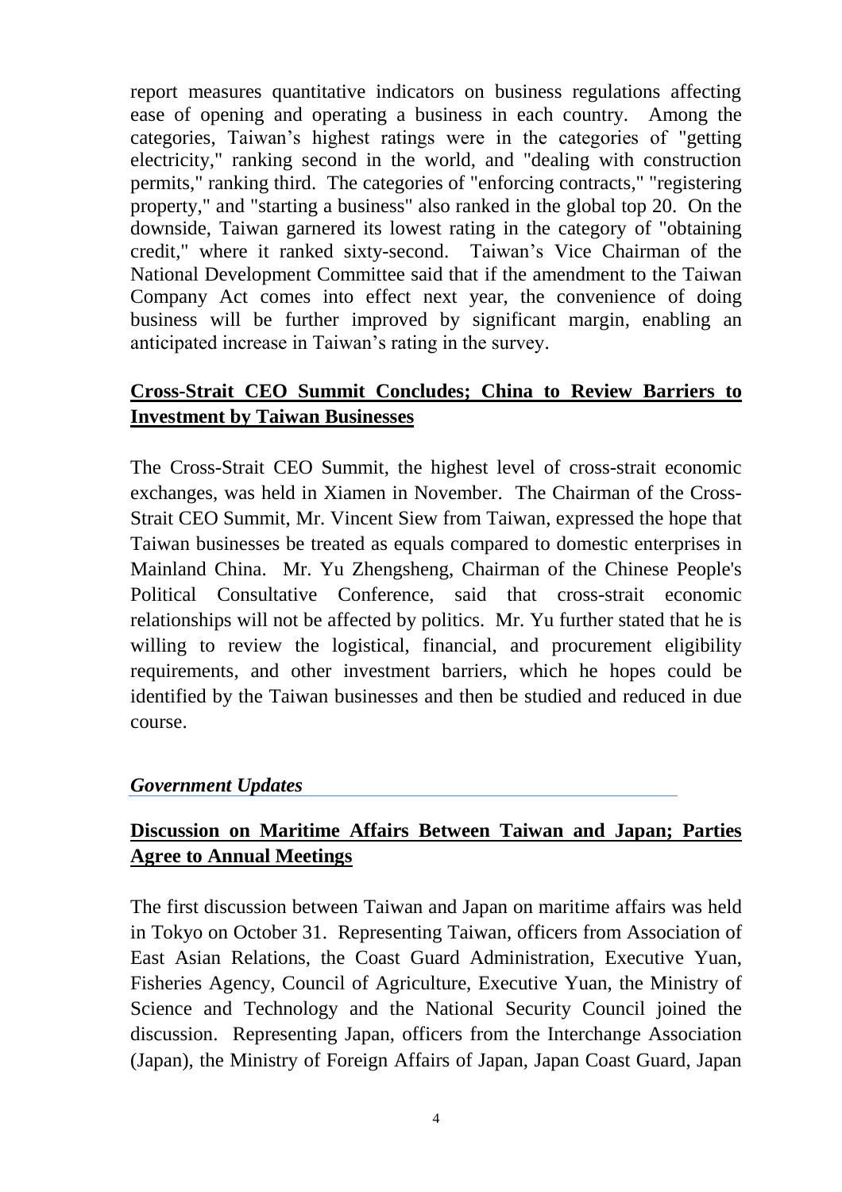report measures quantitative indicators on business regulations affecting ease of opening and operating a business in each country. Among the categories, Taiwan's highest ratings were in the categories of "getting electricity," ranking second in the world, and "dealing with construction permits," ranking third. The categories of "enforcing contracts," "registering property," and "starting a business" also ranked in the global top 20. On the downside, Taiwan garnered its lowest rating in the category of "obtaining credit," where it ranked sixty-second. Taiwan's Vice Chairman of the National Development Committee said that if the amendment to the Taiwan Company Act comes into effect next year, the convenience of doing business will be further improved by significant margin, enabling an anticipated increase in Taiwan's rating in the survey.

## Cross-Strait CEO Summit Concludes; China to Review Barriers to Investment by Taiwan Businesses

The Cross-Strait CEO Summit, the highest level of cross-strait economic exchanges, was held in Xiamen in November. The Chairman of the Cross-Strait CEO Summit, Mr. Vincent Siew from Taiwan, expressed the hope that Taiwan businesses be treated as equals compared to domestic enterprises in Mainland China. Mr. Yu Zhengsheng, Chairman of the Chinese People's Political Consultative Conference, said that cross-strait economic relationships will not be affected by politics. Mr. Yu further stated that he is willing to review the logistical, financial, and procurement eligibility requirements, and other investment barriers, which he hopes could be identified by the Taiwan businesses and then be studied and reduced in due course.

### *Government Updates*

## Discussion on Maritime Affairs Between Taiwan and Japan; Parties Agree to Annual Meetings

The first discussion between Taiwan and Japan on maritime affairs was held in Tokyo on October 31. Representing Taiwan, officers from Association of East Asian Relations, the Coast Guard Administration, Executive Yuan, Fisheries Agency, Council of Agriculture, Executive Yuan, the Ministry of Science and Technology and the National Security Council joined the discussion. Representing Japan, officers from the Interchange Association (Japan), the Ministry of Foreign Affairs of Japan, Japan Coast Guard, Japan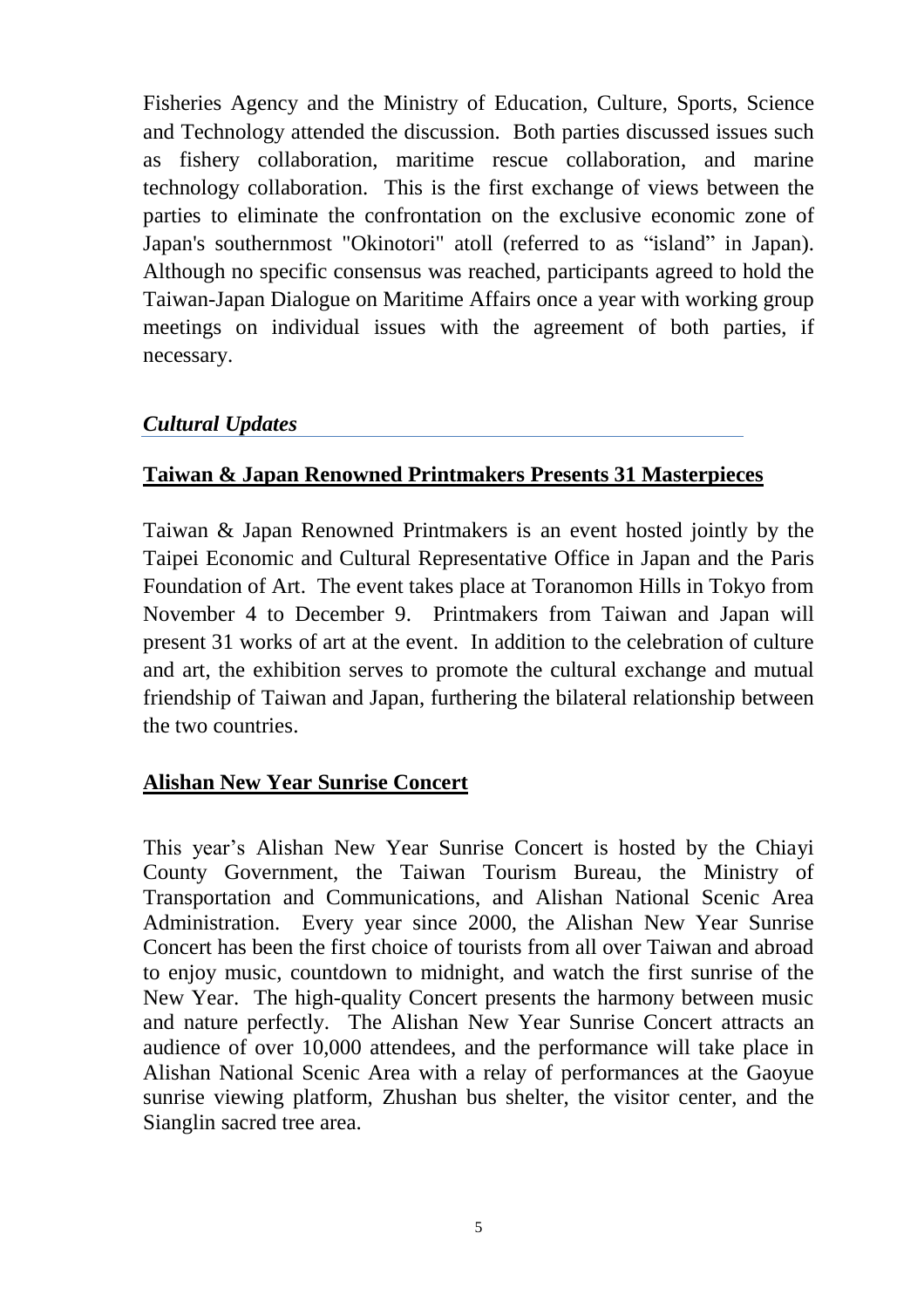Fisheries Agency and the Ministry of Education, Culture, Sports, Science and Technology attended the discussion. Both parties discussed issues such as fishery collaboration, maritime rescue collaboration, and marine technology collaboration. This is the first exchange of views between the parties to eliminate the confrontation on the exclusive economic zone of Japan's southernmost "Okinotori" atoll (referred to as "island" in Japan). Although no specific consensus was reached, participants agreed to hold the Taiwan-Japan Dialogue on Maritime Affairs once a year with working group meetings on individual issues with the agreement of both parties, if necessary.

## *Cultural Updates*

### Taiwan & Japan Renowned Printmakers Presents 31 Masterpieces

Taiwan & Japan Renowned Printmakers is an event hosted jointly by the Taipei Economic and Cultural Representative Office in Japan and the Paris Foundation of Art. The event takes place at Toranomon Hills in Tokyo from November 4 to December 9. Printmakers from Taiwan and Japan will present 31 works of art at the event. In addition to the celebration of culture and art, the exhibition serves to promote the cultural exchange and mutual friendship of Taiwan and Japan, furthering the bilateral relationship between the two countries.

### Alishan New Year Sunrise Concert

This year's Alishan New Year Sunrise Concert is hosted by the Chiayi County Government, the Taiwan Tourism Bureau, the Ministry of Transportation and Communications, and Alishan National Scenic Area Administration. Every year since 2000, the Alishan New Year Sunrise Concert has been the first choice of tourists from all over Taiwan and abroad to enjoy music, countdown to midnight, and watch the first sunrise of the New Year. The high-quality Concert presents the harmony between music and nature perfectly. The Alishan New Year Sunrise Concert attracts an audience of over 10,000 attendees, and the performance will take place in Alishan National Scenic Area with a relay of performances at the Gaoyue sunrise viewing platform, Zhushan bus shelter, the visitor center, and the Sianglin sacred tree area.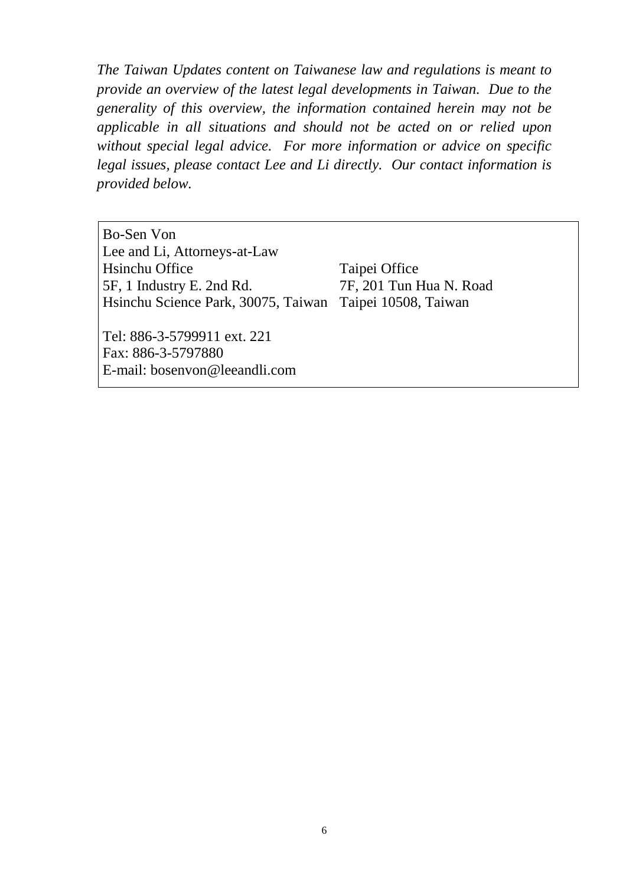*The Taiwan Updates content on Taiwanese law and regulations is meant to provide an overview of the latest legal developments in Taiwan. Due to the generality of this overview, the information contained herein may not be applicable in all situations and should not be acted on or relied upon without special legal advice. For more information or advice on specific legal issues, please contact Lee and Li directly. Our contact information is provided below.*

| | |
|---|---|
| Bo-Sen Von | |
| Lee and Li, Attorneys-at-Law | |
| Hsinchu Office | Taipei Office |
| 5F, 1 Industry E. 2nd Rd. | 7F, 201 Tun Hua N. Road |
| Hsinchu Science Park, 30075, Taiwan | Taipei 10508, Taiwan |
| | |
| Tel: 886-3-5799911 ext. 221 | |
| Fax: 886-3-5797880 | |
| E-mail: bosenvon@leeandli.com | |